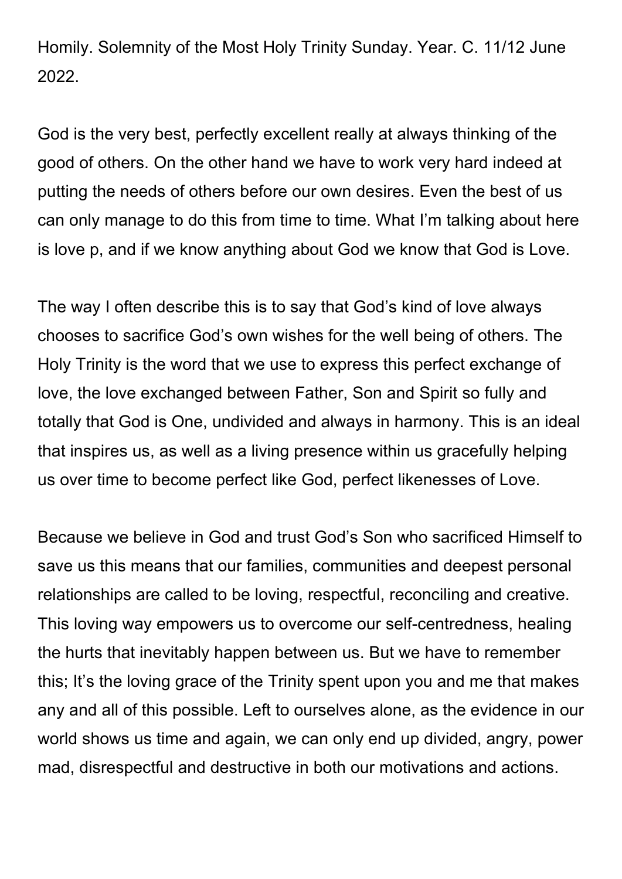Homily. Solemnity of the Most Holy Trinity Sunday. Year. C. 11/12 June 2022.

God is the very best, perfectly excellent really at always thinking of the good of others. On the other hand we have to work very hard indeed at putting the needs of others before our own desires. Even the best of us can only manage to do this from time to time. What I'm talking about here is love p, and if we know anything about God we know that God is Love.

The way I often describe this is to say that God's kind of love always chooses to sacrifice God's own wishes for the well being of others. The Holy Trinity is the word that we use to express this perfect exchange of love, the love exchanged between Father, Son and Spirit so fully and totally that God is One, undivided and always in harmony. This is an ideal that inspires us, as well as a living presence within us gracefully helping us over time to become perfect like God, perfect likenesses of Love.

Because we believe in God and trust God's Son who sacrificed Himself to save us this means that our families, communities and deepest personal relationships are called to be loving, respectful, reconciling and creative. This loving way empowers us to overcome our self-centredness, healing the hurts that inevitably happen between us. But we have to remember this; It's the loving grace of the Trinity spent upon you and me that makes any and all of this possible. Left to ourselves alone, as the evidence in our world shows us time and again, we can only end up divided, angry, power mad, disrespectful and destructive in both our motivations and actions.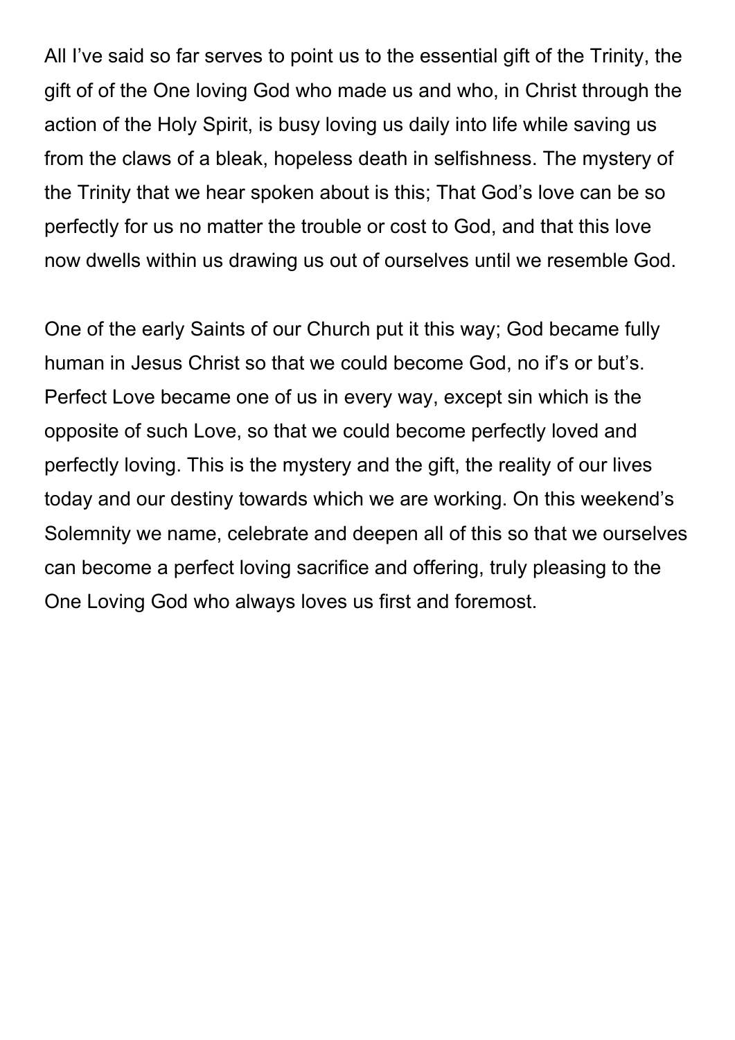All I’ve said so far serves to point us to the essential gift of the Trinity, the gift of of the One loving God who made us and who, in Christ through the action of the Holy Spirit, is busy loving us daily into life while saving us from the claws of a bleak, hopeless death in selfishness. The mystery of the Trinity that we hear spoken about is this; That God’s love can be so perfectly for us no matter the trouble or cost to God, and that this love now dwells within us drawing us out of ourselves until we resemble God.

One of the early Saints of our Church put it this way; God became fully human in Jesus Christ so that we could become God, no if’s or but’s. Perfect Love became one of us in every way, except sin which is the opposite of such Love, so that we could become perfectly loved and perfectly loving. This is the mystery and the gift, the reality of our lives today and our destiny towards which we are working. On this weekend’s Solemnity we name, celebrate and deepen all of this so that we ourselves can become a perfect loving sacrifice and offering, truly pleasing to the One Loving God who always loves us first and foremost.